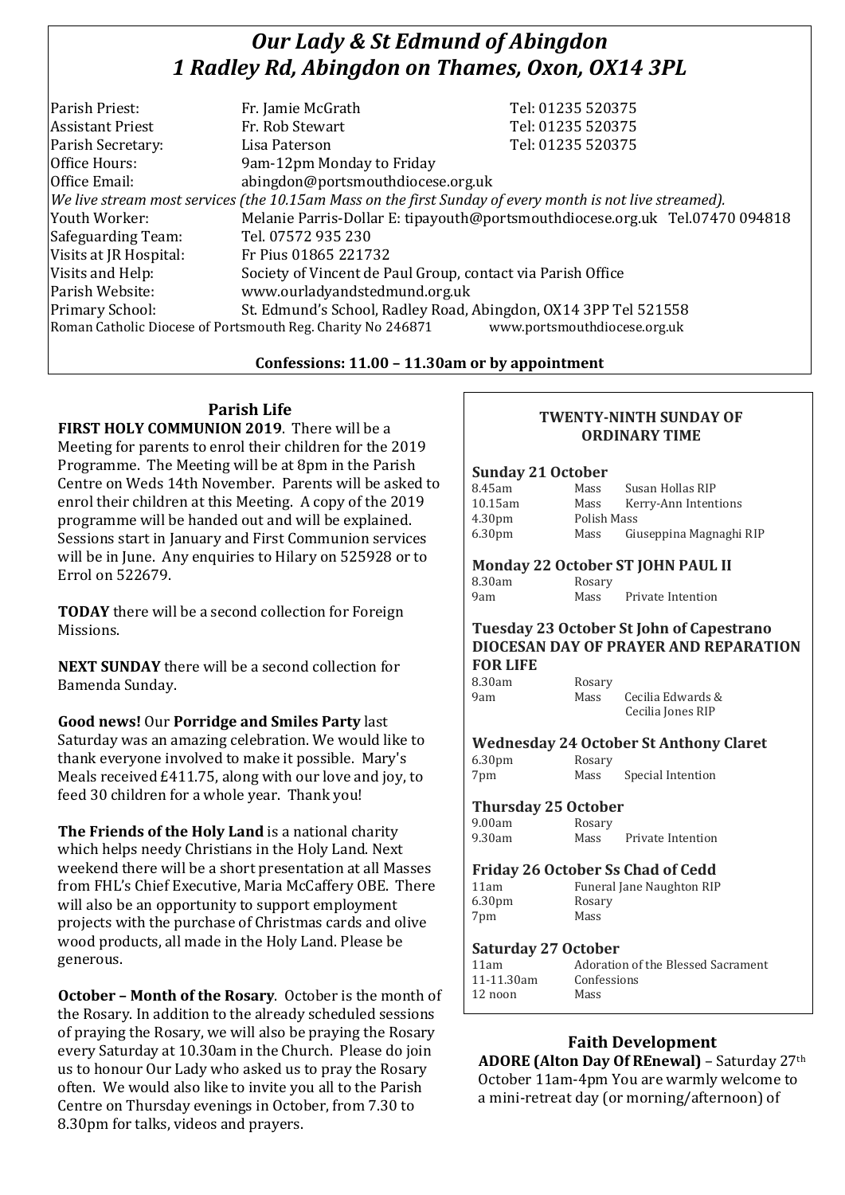# *Our Lady & St Edmund of Abingdon*
# *1 Radley Rd, Abingdon on Thames, Oxon, OX14 3PL*

| | | |
|---|---|---|
| Parish Priest: | Fr. Jamie McGrath | Tel: 01235 520375 |
| Assistant Priest | Fr. Rob Stewart | Tel: 01235 520375 |
| Parish Secretary: | Lisa Paterson | Tel: 01235 520375 |
| Office Hours: | 9am-12pm Monday to Friday | |
| Office Email: | abingdon@portsmouthdiocese.org.uk | |

*We live stream most services (the 10.15am Mass on the first Sunday of every month is not live streamed).*

| | |
|---|---|
| Youth Worker: | Melanie Parris-Dollar E: tipayouth@portsmouthdiocese.org.uk Tel.07470 094818 |
| Safeguarding Team: | Tel. 07572 935 230 |
| Visits at JR Hospital: | Fr Pius 01865 221732 |
| Visits and Help: | Society of Vincent de Paul Group, contact via Parish Office |
| Parish Website: | www.ourladyandstedmund.org.uk |
| Primary School: | St. Edmund's School, Radley Road, Abingdon, OX14 3PP Tel 521558 |

Roman Catholic Diocese of Portsmouth Reg. Charity No 246871 www.portsmouthdiocese.org.uk

**Confessions: 11.00 – 11.30am or by appointment**

## Parish Life

**FIRST HOLY COMMUNION 2019**. There will be a Meeting for parents to enrol their children for the 2019 Programme. The Meeting will be at 8pm in the Parish Centre on Weds 14th November. Parents will be asked to enrol their children at this Meeting. A copy of the 2019 programme will be handed out and will be explained. Sessions start in January and First Communion services will be in June. Any enquiries to Hilary on 525928 or to Errol on 522679.

**TODAY** there will be a second collection for Foreign Missions.

**NEXT SUNDAY** there will be a second collection for Bamenda Sunday.

**Good news!** Our **Porridge and Smiles Party** last Saturday was an amazing celebration. We would like to thank everyone involved to make it possible. Mary's Meals received £411.75, along with our love and joy, to feed 30 children for a whole year. Thank you!

**The Friends of the Holy Land** is a national charity which helps needy Christians in the Holy Land. Next weekend there will be a short presentation at all Masses from FHL's Chief Executive, Maria McCaffery OBE. There will also be an opportunity to support employment projects with the purchase of Christmas cards and olive wood products, all made in the Holy Land. Please be generous.

**October – Month of the Rosary**. October is the month of the Rosary. In addition to the already scheduled sessions of praying the Rosary, we will also be praying the Rosary every Saturday at 10.30am in the Church. Please do join us to honour Our Lady who asked us to pray the Rosary often. We would also like to invite you all to the Parish Centre on Thursday evenings in October, from 7.30 to 8.30pm for talks, videos and prayers.

### TWENTY-NINTH SUNDAY OF ORDINARY TIME

**Sunday 21 October**

| | | |
|---|---|---|
| 8.45am | Mass | Susan Hollas RIP |
| 10.15am | Mass | Kerry-Ann Intentions |
| 4.30pm | Polish Mass | |
| 6.30pm | Mass | Giuseppina Magnaghi RIP |

**Monday 22 October ST JOHN PAUL II**

| | | |
|---|---|---|
| 8.30am | Rosary | |
| 9am | Mass | Private Intention |

**Tuesday 23 October St John of Capestrano**
**DIOCESAN DAY OF PRAYER AND REPARATION FOR LIFE**

| | | |
|---|---|---|
| 8.30am | Rosary | |
| 9am | Mass | Cecilia Edwards & Cecilia Jones RIP |

**Wednesday 24 October St Anthony Claret**

| | | |
|---|---|---|
| 6.30pm | Rosary | |
| 7pm | Mass | Special Intention |

**Thursday 25 October**

| | | |
|---|---|---|
| 9.00am | Rosary | |
| 9.30am | Mass | Private Intention |

**Friday 26 October Ss Chad of Cedd**

| | |
|---|---|
| 11am | Funeral Jane Naughton RIP |
| 6.30pm | Rosary |
| 7pm | Mass |

**Saturday 27 October**

| | |
|---|---|
| 11am | Adoration of the Blessed Sacrament |
| 11-11.30am | Confessions |
| 12 noon | Mass |

## Faith Development

**ADORE (Alton Day Of REnewal)** – Saturday 27th October 11am-4pm You are warmly welcome to a mini-retreat day (or morning/afternoon) of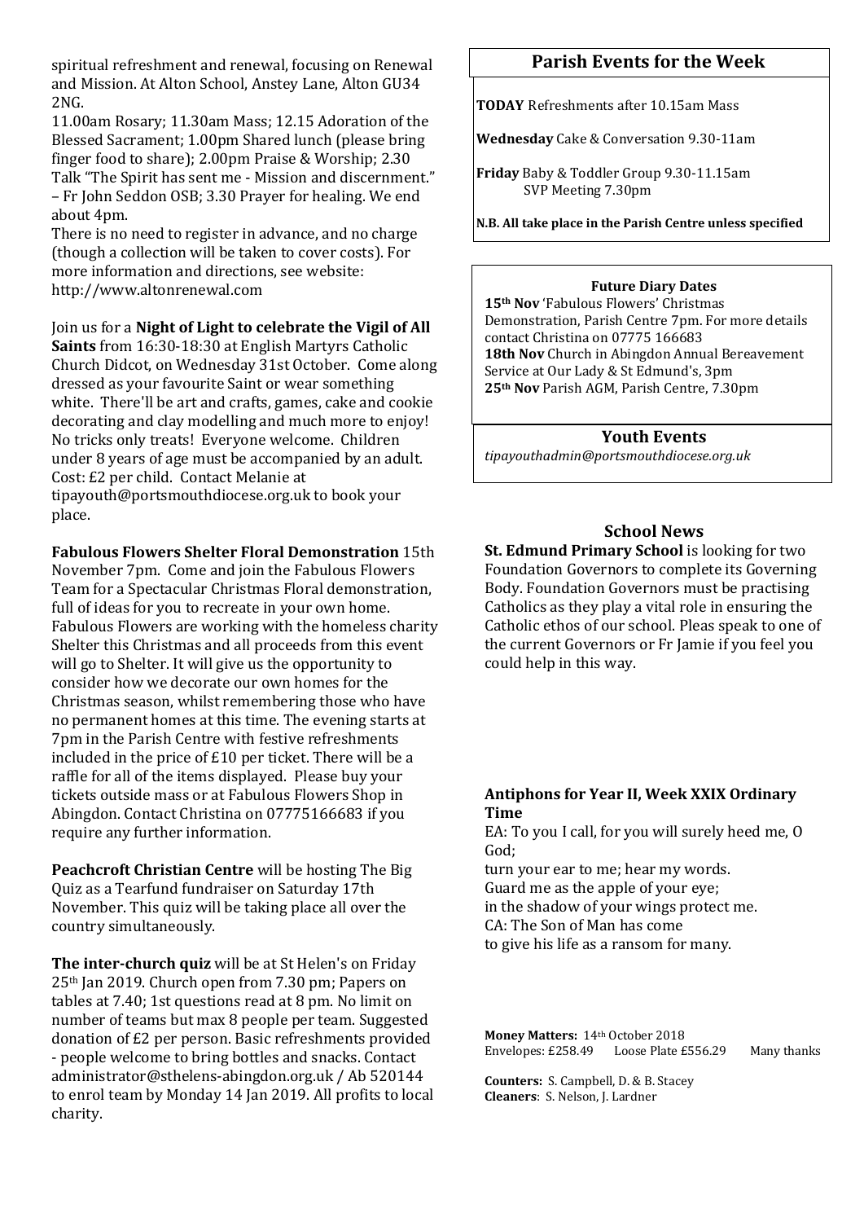spiritual refreshment and renewal, focusing on Renewal and Mission. At Alton School, Anstey Lane, Alton GU34 2NG.

11.00am Rosary; 11.30am Mass; 12.15 Adoration of the Blessed Sacrament; 1.00pm Shared lunch (please bring finger food to share); 2.00pm Praise & Worship; 2.30 Talk "The Spirit has sent me - Mission and discernment." – Fr John Seddon OSB; 3.30 Prayer for healing. We end about 4pm.

There is no need to register in advance, and no charge (though a collection will be taken to cover costs). For more information and directions, see website: http://www.altonrenewal.com

Join us for a **Night of Light to celebrate the Vigil of All Saints** from 16:30-18:30 at English Martyrs Catholic Church Didcot, on Wednesday 31st October. Come along dressed as your favourite Saint or wear something white. There'll be art and crafts, games, cake and cookie decorating and clay modelling and much more to enjoy! No tricks only treats! Everyone welcome. Children under 8 years of age must be accompanied by an adult. Cost: £2 per child. Contact Melanie at tipayouth@portsmouthdiocese.org.uk to book your place.

**Fabulous Flowers Shelter Floral Demonstration** 15th November 7pm. Come and join the Fabulous Flowers Team for a Spectacular Christmas Floral demonstration, full of ideas for you to recreate in your own home. Fabulous Flowers are working with the homeless charity Shelter this Christmas and all proceeds from this event will go to Shelter. It will give us the opportunity to consider how we decorate our own homes for the Christmas season, whilst remembering those who have no permanent homes at this time. The evening starts at 7pm in the Parish Centre with festive refreshments included in the price of £10 per ticket. There will be a raffle for all of the items displayed. Please buy your tickets outside mass or at Fabulous Flowers Shop in Abingdon. Contact Christina on 07775166683 if you require any further information.

**Peachcroft Christian Centre** will be hosting The Big Quiz as a Tearfund fundraiser on Saturday 17th November. This quiz will be taking place all over the country simultaneously.

**The inter-church quiz** will be at St Helen's on Friday 25th Jan 2019. Church open from 7.30 pm; Papers on tables at 7.40; 1st questions read at 8 pm. No limit on number of teams but max 8 people per team. Suggested donation of £2 per person. Basic refreshments provided - people welcome to bring bottles and snacks. Contact administrator@sthelens-abingdon.org.uk / Ab 520144 to enrol team by Monday 14 Jan 2019. All profits to local charity.

## Parish Events for the Week

**TODAY** Refreshments after 10.15am Mass

**Wednesday** Cake & Conversation 9.30-11am

**Friday** Baby & Toddler Group 9.30-11.15am
SVP Meeting 7.30pm

**N.B. All take place in the Parish Centre unless specified**

### Future Diary Dates

**15th Nov** 'Fabulous Flowers' Christmas Demonstration, Parish Centre 7pm. For more details contact Christina on 07775 166683
**18th Nov** Church in Abingdon Annual Bereavement Service at Our Lady & St Edmund's, 3pm
**25th Nov** Parish AGM, Parish Centre, 7.30pm

### Youth Events

*tipayouthadmin@portsmouthdiocese.org.uk*

### School News

**St. Edmund Primary School** is looking for two Foundation Governors to complete its Governing Body. Foundation Governors must be practising Catholics as they play a vital role in ensuring the Catholic ethos of our school. Pleas speak to one of the current Governors or Fr Jamie if you feel you could help in this way.

### Antiphons for Year II, Week XXIX Ordinary Time

EA: To you I call, for you will surely heed me, O God;
turn your ear to me; hear my words.
Guard me as the apple of your eye;
in the shadow of your wings protect me.
CA: The Son of Man has come
to give his life as a ransom for many.

**Money Matters:** 14th October 2018
Envelopes: £258.49 Loose Plate £556.29 Many thanks

**Counters:** S. Campbell, D. & B. Stacey
**Cleaners**: S. Nelson, J. Lardner